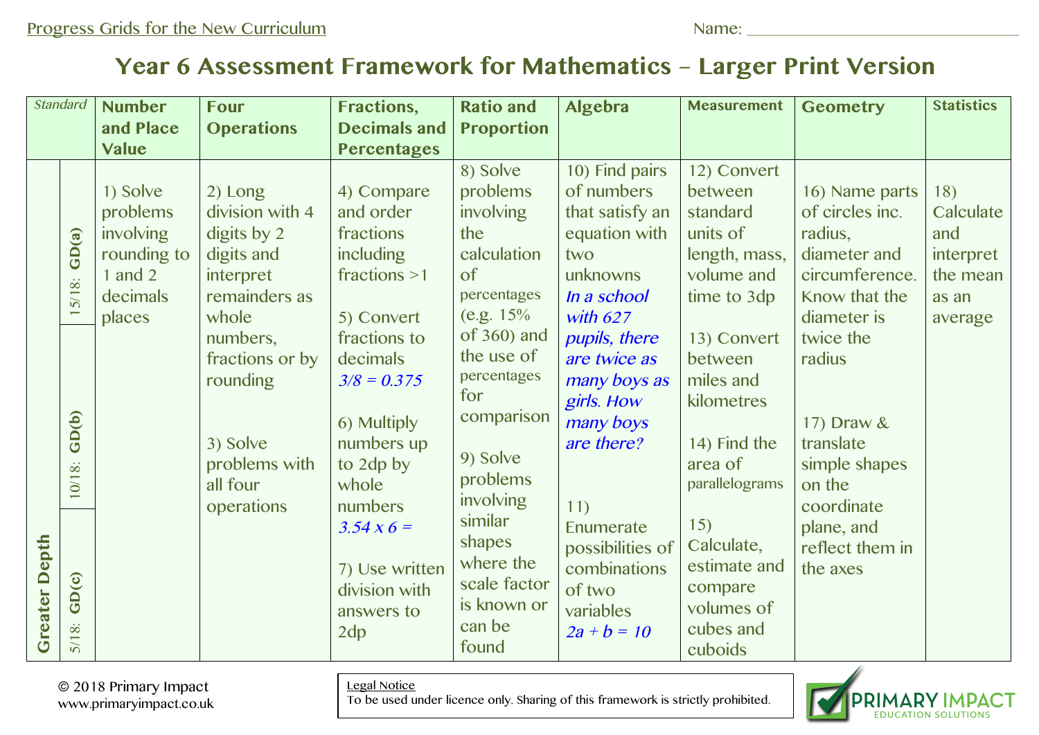Progress Grids for the New Curriculum

Name: ______________________________

# Year 6 Assessment Framework for Mathematics – Larger Print Version

| Standard | | Number and Place Value | Four Operations | Fractions, Decimals and Percentages | Ratio and Proportion | Algebra | Measurement | Geometry | Statistics |
|---|---|---|---|---|---|---|---|---|---|
| Greater Depth | 15/18: GD(a)<br>10/18: GD(b)<br>5/18: GD(c) | 1) Solve problems involving rounding to 1 and 2 decimals places | 2) Long division with 4 digits by 2 digits and interpret remainders as whole numbers, fractions or by rounding<br><br>3) Solve problems with all four operations | 4) Compare and order fractions including fractions >1<br><br>5) Convert fractions to decimals *3/8 = 0.375*<br><br>6) Multiply numbers up to 2dp by whole numbers *3.54 x 6 =*<br><br>7) Use written division with answers to 2dp | 8) Solve problems involving the calculation of percentages (e.g. 15% of 360) and the use of percentages for comparison<br><br>9) Solve problems involving similar shapes where the scale factor is known or can be found | 10) Find pairs of numbers that satisfy an equation with two unknowns *In a school with 627 pupils, there are twice as many boys as girls. How many boys are there?*<br><br>11) Enumerate possibilities of combinations of two variables $2a + b = 10$ | 12) Convert between standard units of length, mass, volume and time to 3dp<br><br>13) Convert between miles and kilometres<br><br>14) Find the area of parallelograms<br><br>15) Calculate, estimate and compare volumes of cubes and cuboids | 16) Name parts of circles inc. radius, diameter and circumference. Know that the diameter is twice the radius<br><br>17) Draw & translate simple shapes on the coordinate plane, and reflect them in the axes | 18) Calculate and interpret the mean as an average |

© 2018 Primary Impact
www.primaryimpact.co.uk

Legal Notice
To be used under licence only. Sharing of this framework is strictly prohibited.

PRIMARY IMPACT EDUCATION SOLUTIONS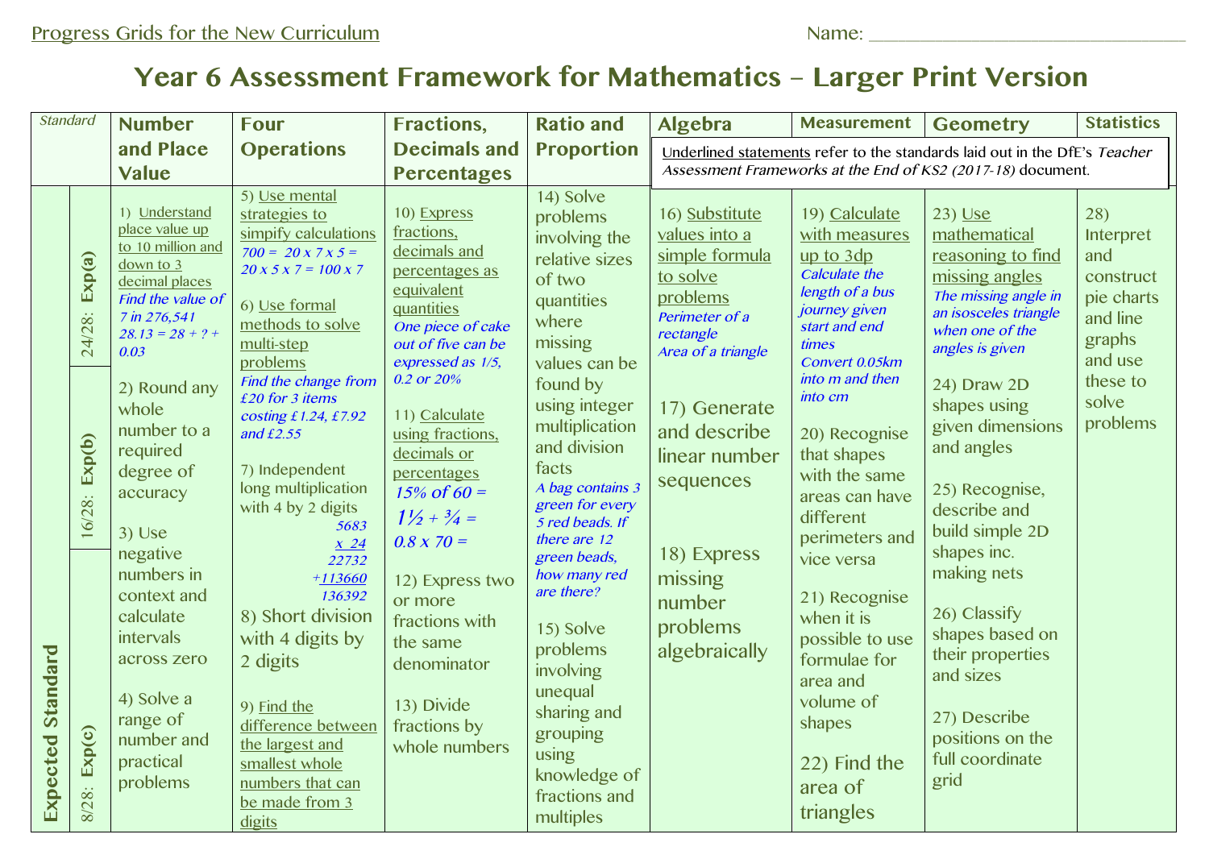Progress Grids for the New Curriculum

Name: ______________________________

# Year 6 Assessment Framework for Mathematics – Larger Print Version

Underlined statements refer to the standards laid out in the DfE's *Teacher Assessment Frameworks at the End of KS2 (2017-18)* document.

| Standard | | Number and Place Value | Four Operations | Fractions, Decimals and Percentages | Ratio and Proportion | Algebra | Measurement | Geometry | Statistics |
|---|---|---|---|---|---|---|---|---|---|
| Expected Standard | 24/28: Exp(a)<br>16/28: Exp(b)<br>8/28: Exp(c) | 1) Understand place value up to 10 million and down to 3 decimal places<br>*Find the value of 7 in 276,541*<br>*28.13 = 28 + ? + 0.03*<br><br>2) Round any whole number to a required degree of accuracy<br><br>3) Use negative numbers in context and calculate intervals across zero<br><br>4) Solve a range of number and practical problems | 5) Use mental strategies to simpify calculations<br>*700 = 20 x 7 x 5 = 20 x 5 x 7 = 100 x 7*<br><br>6) Use formal methods to solve multi-step problems<br>*Find the change from £20 for 3 items costing £1.24, £7.92 and £2.55*<br><br>7) Independent long multiplication with 4 by 2 digits<br>*5683 x 24 = 22732 + 113660 = 136392*<br><br>8) Short division with 4 digits by 2 digits<br><br>9) Find the difference between the largest and smallest whole numbers that can be made from 3 digits | 10) Express fractions, decimals and percentages as equivalent quantities<br>*One piece of cake out of five can be expressed as 1/5, 0.2 or 20%*<br><br>11) Calculate using fractions, decimals or percentages<br>*15% of 60 =*<br>*1½ + ¾ =*<br>*0.8 x 70 =*<br><br>12) Express two or more fractions with the same denominator<br><br>13) Divide fractions by whole numbers | 14) Solve problems involving the relative sizes of two quantities where missing values can be found by using integer multiplication and division facts<br>*A bag contains 3 green for every 5 red beads. If there are 12 green beads, how many red are there?*<br><br>15) Solve problems involving unequal sharing and grouping using knowledge of fractions and multiples | 16) Substitute values into a simple formula to solve problems<br>*Perimeter of a rectangle*<br>*Area of a triangle*<br><br>17) Generate and describe linear number sequences<br><br>18) Express missing number problems algebraically | 19) Calculate with measures up to 3dp<br>*Calculate the length of a bus journey given start and end times*<br>*Convert 0.05km into m and then into cm*<br><br>20) Recognise that shapes with the same areas can have different perimeters and vice versa<br><br>21) Recognise when it is possible to use formulae for area and volume of shapes<br><br>22) Find the area of triangles | 23) Use mathematical reasoning to find missing angles<br>*The missing angle in an isosceles triangle when one of the angles is given*<br><br>24) Draw 2D shapes using given dimensions and angles<br><br>25) Recognise, describe and build simple 2D shapes inc. making nets<br><br>26) Classify shapes based on their properties and sizes<br><br>27) Describe positions on the full coordinate grid | 28) Interpret and construct pie charts and line graphs and use these to solve problems |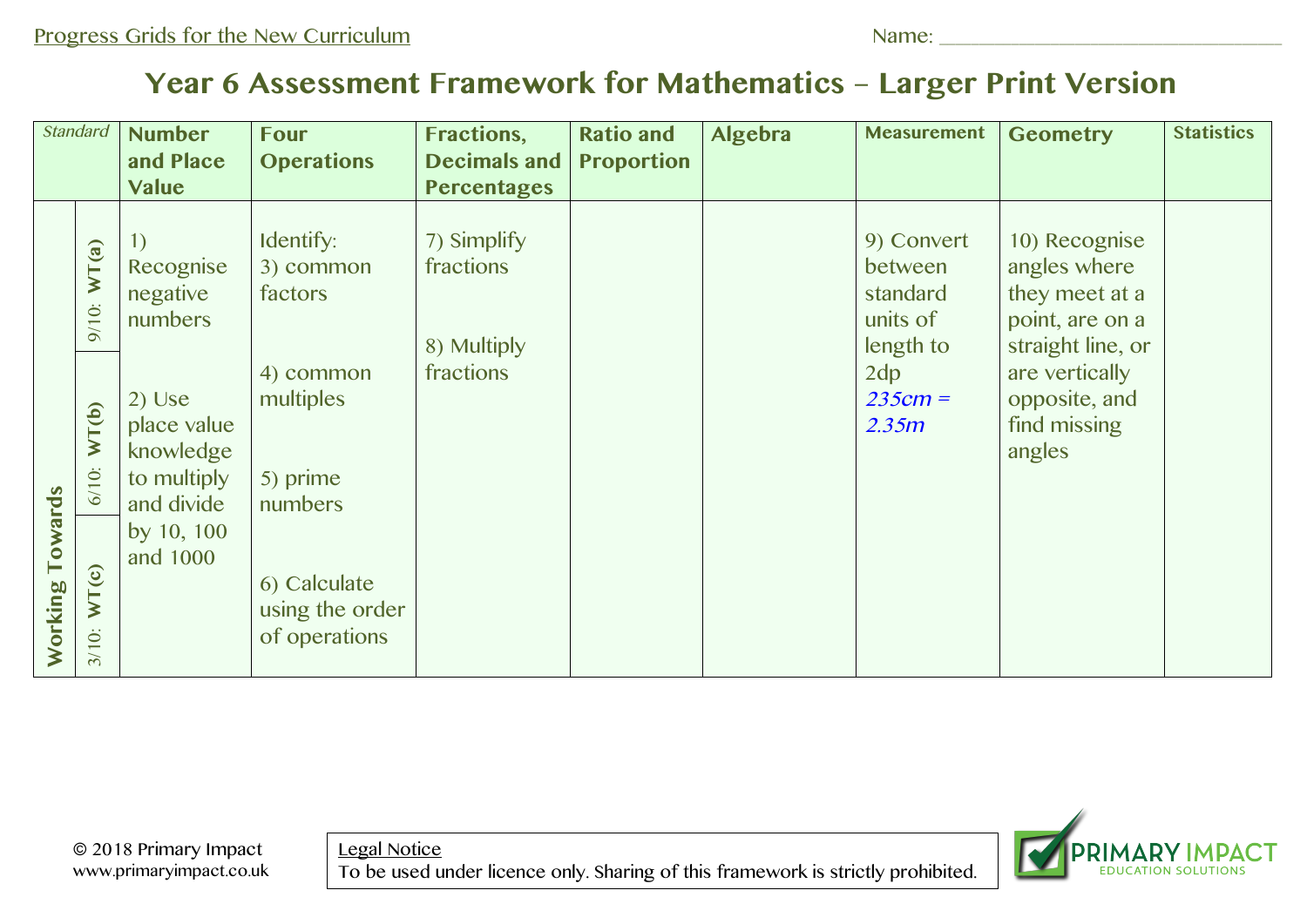Progress Grids for the New Curriculum

Name: ______________________________

# Year 6 Assessment Framework for Mathematics – Larger Print Version

| *Standard* | | Number and Place Value | Four Operations | Fractions, Decimals and Percentages | Ratio and Proportion | Algebra | Measurement | Geometry | Statistics |
|---|---|---|---|---|---|---|---|---|---|
| Working Towards | 9/10: WT(a) | 1) Recognise negative numbers | Identify: 3) common factors | 7) Simplify fractions | | | 9) Convert between standard units of length to 2dp *235cm = 2.35m* | 10) Recognise angles where they meet at a point, are on a straight line, or are vertically opposite, and find missing angles | |
| | 6/10: WT(b) | 2) Use place value knowledge to multiply and divide by 10, 100 and 1000 | 4) common multiples 5) prime numbers | 8) Multiply fractions | | | | | |
| | 3/10: WT(c) | | 6) Calculate using the order of operations | | | | | | |

© 2018 Primary Impact
www.primaryimpact.co.uk

Legal Notice
To be used under licence only. Sharing of this framework is strictly prohibited.

PRIMARY IMPACT
EDUCATION SOLUTIONS